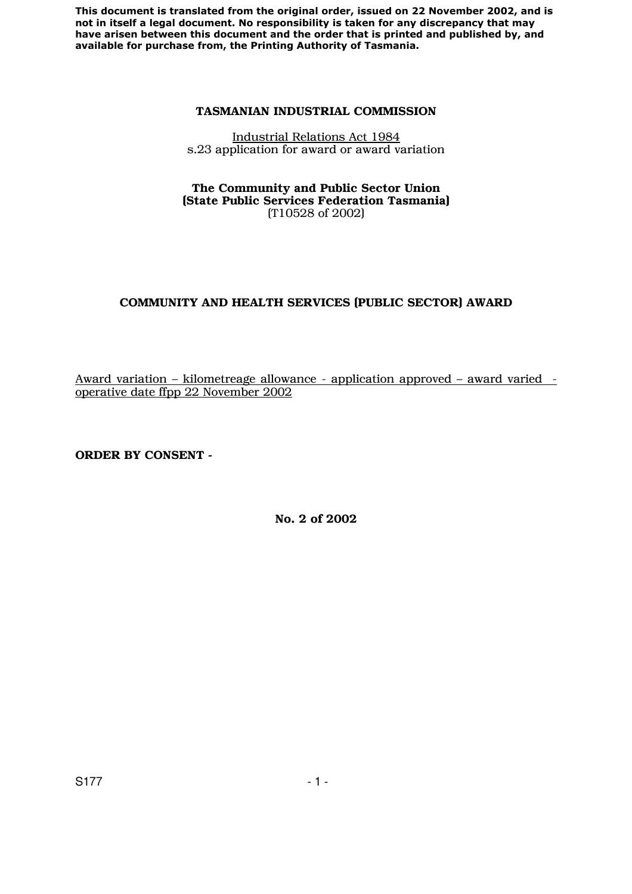**This document is translated from the original order, issued on 22 November 2002, and is not in itself a legal document. No responsibility is taken for any discrepancy that may have arisen between this document and the order that is printed and published by, and available for purchase from, the Printing Authority of Tasmania.**

**TASMANIAN INDUSTRIAL COMMISSION**

Industrial Relations Act 1984
s.23 application for award or award variation

**The Community and Public Sector Union**
**(State Public Services Federation Tasmania)**
(T10528 of 2002)

**COMMUNITY AND HEALTH SERVICES (PUBLIC SECTOR) AWARD**

Award variation – kilometreage allowance - application approved – award varied - operative date ffpp 22 November 2002

**ORDER BY CONSENT -**

**No. 2 of 2002**

S177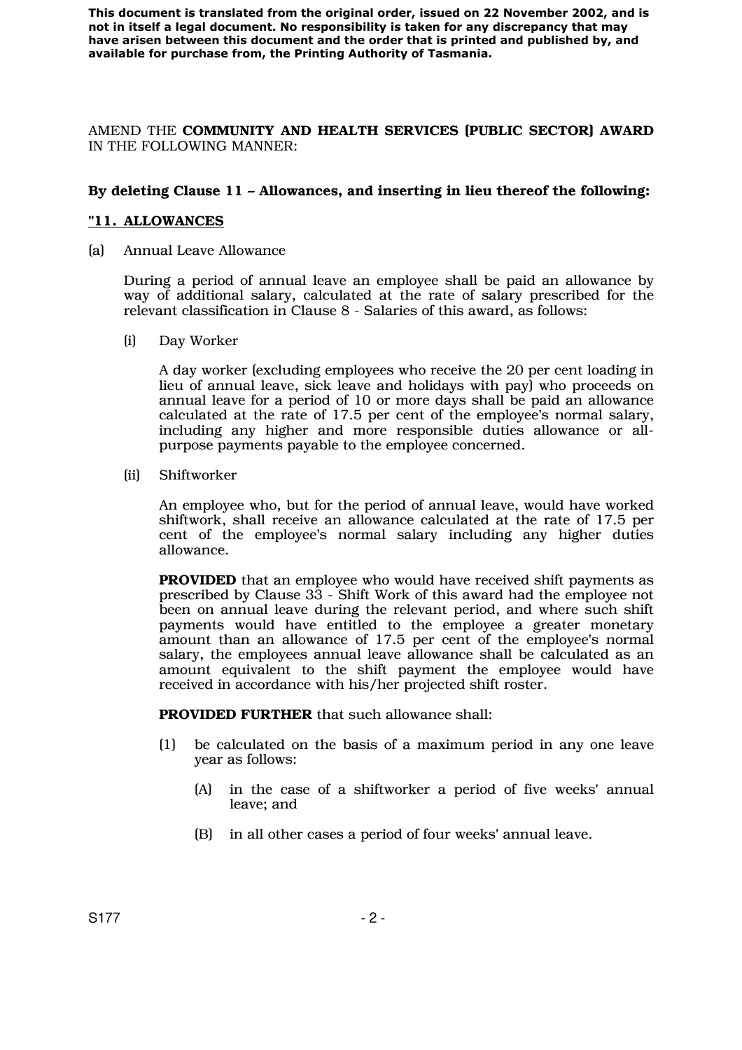**This document is translated from the original order, issued on 22 November 2002, and is not in itself a legal document. No responsibility is taken for any discrepancy that may have arisen between this document and the order that is printed and published by, and available for purchase from, the Printing Authority of Tasmania.**

AMEND THE **COMMUNITY AND HEALTH SERVICES (PUBLIC SECTOR) AWARD** IN THE FOLLOWING MANNER:

**By deleting Clause 11 – Allowances, and inserting in lieu thereof the following:**

**"11. ALLOWANCES**

(a) Annual Leave Allowance

During a period of annual leave an employee shall be paid an allowance by way of additional salary, calculated at the rate of salary prescribed for the relevant classification in Clause 8 - Salaries of this award, as follows:

(i) Day Worker

A day worker (excluding employees who receive the 20 per cent loading in lieu of annual leave, sick leave and holidays with pay) who proceeds on annual leave for a period of 10 or more days shall be paid an allowance calculated at the rate of 17.5 per cent of the employee's normal salary, including any higher and more responsible duties allowance or all-purpose payments payable to the employee concerned.

(ii) Shiftworker

An employee who, but for the period of annual leave, would have worked shiftwork, shall receive an allowance calculated at the rate of 17.5 per cent of the employee's normal salary including any higher duties allowance.

**PROVIDED** that an employee who would have received shift payments as prescribed by Clause 33 - Shift Work of this award had the employee not been on annual leave during the relevant period, and where such shift payments would have entitled to the employee a greater monetary amount than an allowance of 17.5 per cent of the employee's normal salary, the employees annual leave allowance shall be calculated as an amount equivalent to the shift payment the employee would have received in accordance with his/her projected shift roster.

**PROVIDED FURTHER** that such allowance shall:

(1) be calculated on the basis of a maximum period in any one leave year as follows:

(A) in the case of a shiftworker a period of five weeks' annual leave; and

(B) in all other cases a period of four weeks' annual leave.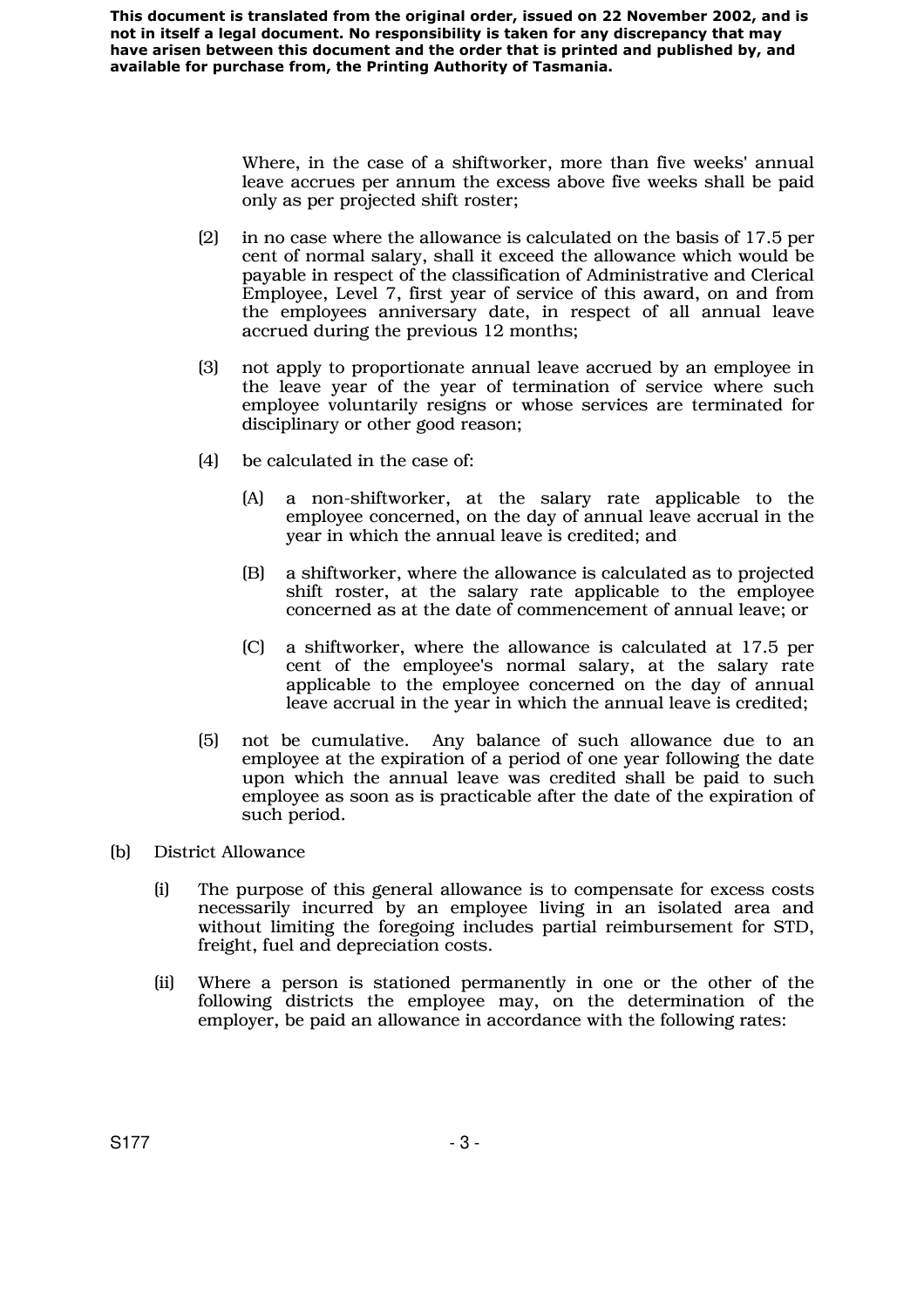Where, in the case of a shiftworker, more than five weeks' annual leave accrues per annum the excess above five weeks shall be paid only as per projected shift roster;

(2) in no case where the allowance is calculated on the basis of 17.5 per cent of normal salary, shall it exceed the allowance which would be payable in respect of the classification of Administrative and Clerical Employee, Level 7, first year of service of this award, on and from the employees anniversary date, in respect of all annual leave accrued during the previous 12 months;

(3) not apply to proportionate annual leave accrued by an employee in the leave year of the year of termination of service where such employee voluntarily resigns or whose services are terminated for disciplinary or other good reason;

(4) be calculated in the case of:

(A) a non-shiftworker, at the salary rate applicable to the employee concerned, on the day of annual leave accrual in the year in which the annual leave is credited; and

(B) a shiftworker, where the allowance is calculated as to projected shift roster, at the salary rate applicable to the employee concerned as at the date of commencement of annual leave; or

(C) a shiftworker, where the allowance is calculated at 17.5 per cent of the employee's normal salary, at the salary rate applicable to the employee concerned on the day of annual leave accrual in the year in which the annual leave is credited;

(5) not be cumulative. Any balance of such allowance due to an employee at the expiration of a period of one year following the date upon which the annual leave was credited shall be paid to such employee as soon as is practicable after the date of the expiration of such period.

(b) District Allowance

(i) The purpose of this general allowance is to compensate for excess costs necessarily incurred by an employee living in an isolated area and without limiting the foregoing includes partial reimbursement for STD, freight, fuel and depreciation costs.

(ii) Where a person is stationed permanently in one or the other of the following districts the employee may, on the determination of the employer, be paid an allowance in accordance with the following rates: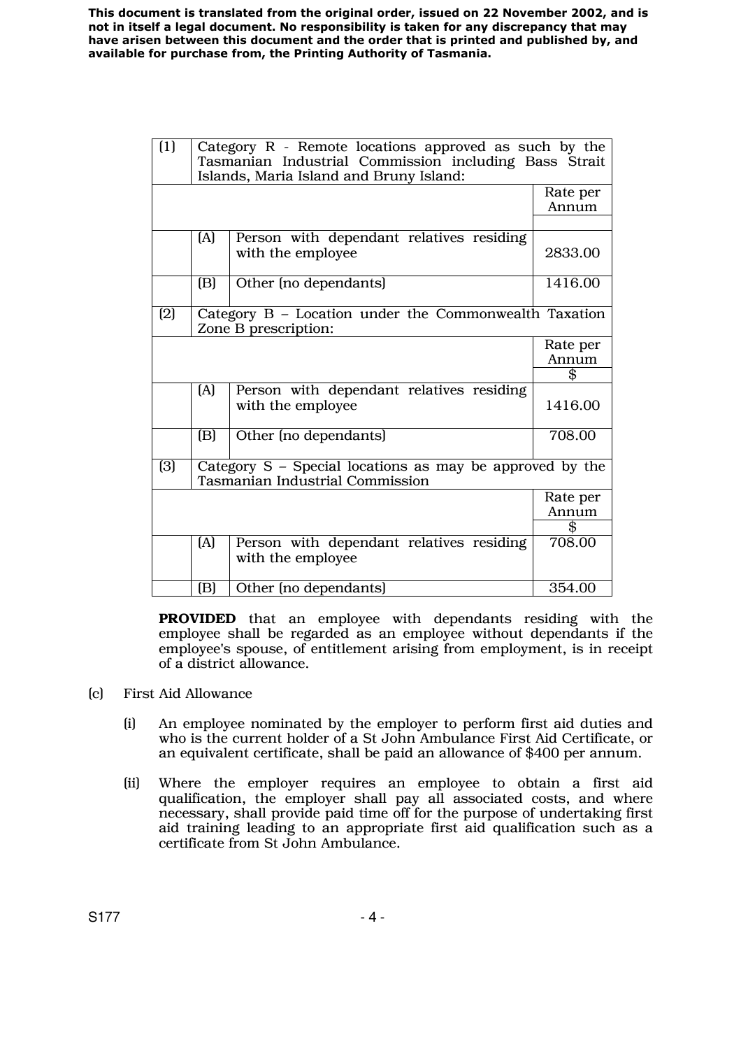This document is translated from the original order, issued on 22 November 2002, and is not in itself a legal document. No responsibility is taken for any discrepancy that may have arisen between this document and the order that is printed and published by, and available for purchase from, the Printing Authority of Tasmania.

| | | | |
|---|---|---|---|
| (1) | Category R - Remote locations approved as such by the Tasmanian Industrial Commission including Bass Strait Islands, Maria Island and Bruny Island: | | |
| | | | Rate per Annum |
| | (A) | Person with dependant relatives residing with the employee | 2833.00 |
| | (B) | Other (no dependants) | 1416.00 |
| (2) | Category B – Location under the Commonwealth Taxation Zone B prescription: | | |
| | | | Rate per Annum $ |
| | (A) | Person with dependant relatives residing with the employee | 1416.00 |
| | (B) | Other (no dependants) | 708.00 |
| (3) | Category S – Special locations as may be approved by the Tasmanian Industrial Commission | | |
| | | | Rate per Annum $ |
| | (A) | Person with dependant relatives residing with the employee | 708.00 |
| | (B) | Other (no dependants) | 354.00 |

**PROVIDED** that an employee with dependants residing with the employee shall be regarded as an employee without dependants if the employee's spouse, of entitlement arising from employment, is in receipt of a district allowance.

(c) First Aid Allowance

(i) An employee nominated by the employer to perform first aid duties and who is the current holder of a St John Ambulance First Aid Certificate, or an equivalent certificate, shall be paid an allowance of $400 per annum.

(ii) Where the employer requires an employee to obtain a first aid qualification, the employer shall pay all associated costs, and where necessary, shall provide paid time off for the purpose of undertaking first aid training leading to an appropriate first aid qualification such as a certificate from St John Ambulance.

S177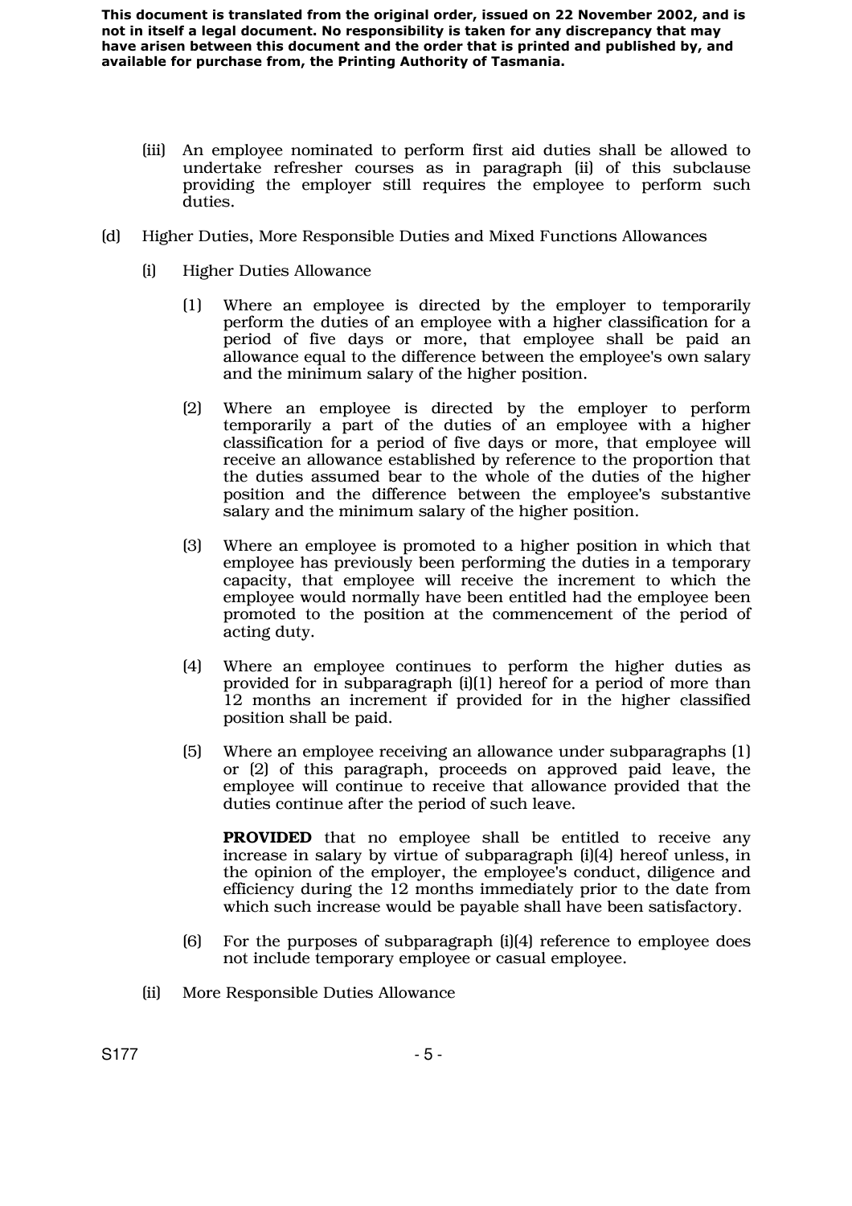**This document is translated from the original order, issued on 22 November 2002, and is not in itself a legal document. No responsibility is taken for any discrepancy that may have arisen between this document and the order that is printed and published by, and available for purchase from, the Printing Authority of Tasmania.**

(iii) An employee nominated to perform first aid duties shall be allowed to undertake refresher courses as in paragraph (ii) of this subclause providing the employer still requires the employee to perform such duties.

(d) Higher Duties, More Responsible Duties and Mixed Functions Allowances

(i) Higher Duties Allowance

(1) Where an employee is directed by the employer to temporarily perform the duties of an employee with a higher classification for a period of five days or more, that employee shall be paid an allowance equal to the difference between the employee's own salary and the minimum salary of the higher position.

(2) Where an employee is directed by the employer to perform temporarily a part of the duties of an employee with a higher classification for a period of five days or more, that employee will receive an allowance established by reference to the proportion that the duties assumed bear to the whole of the duties of the higher position and the difference between the employee's substantive salary and the minimum salary of the higher position.

(3) Where an employee is promoted to a higher position in which that employee has previously been performing the duties in a temporary capacity, that employee will receive the increment to which the employee would normally have been entitled had the employee been promoted to the position at the commencement of the period of acting duty.

(4) Where an employee continues to perform the higher duties as provided for in subparagraph (i)(1) hereof for a period of more than 12 months an increment if provided for in the higher classified position shall be paid.

(5) Where an employee receiving an allowance under subparagraphs (1) or (2) of this paragraph, proceeds on approved paid leave, the employee will continue to receive that allowance provided that the duties continue after the period of such leave.

**PROVIDED** that no employee shall be entitled to receive any increase in salary by virtue of subparagraph (i)(4) hereof unless, in the opinion of the employer, the employee's conduct, diligence and efficiency during the 12 months immediately prior to the date from which such increase would be payable shall have been satisfactory.

(6) For the purposes of subparagraph (i)(4) reference to employee does not include temporary employee or casual employee.

(ii) More Responsible Duties Allowance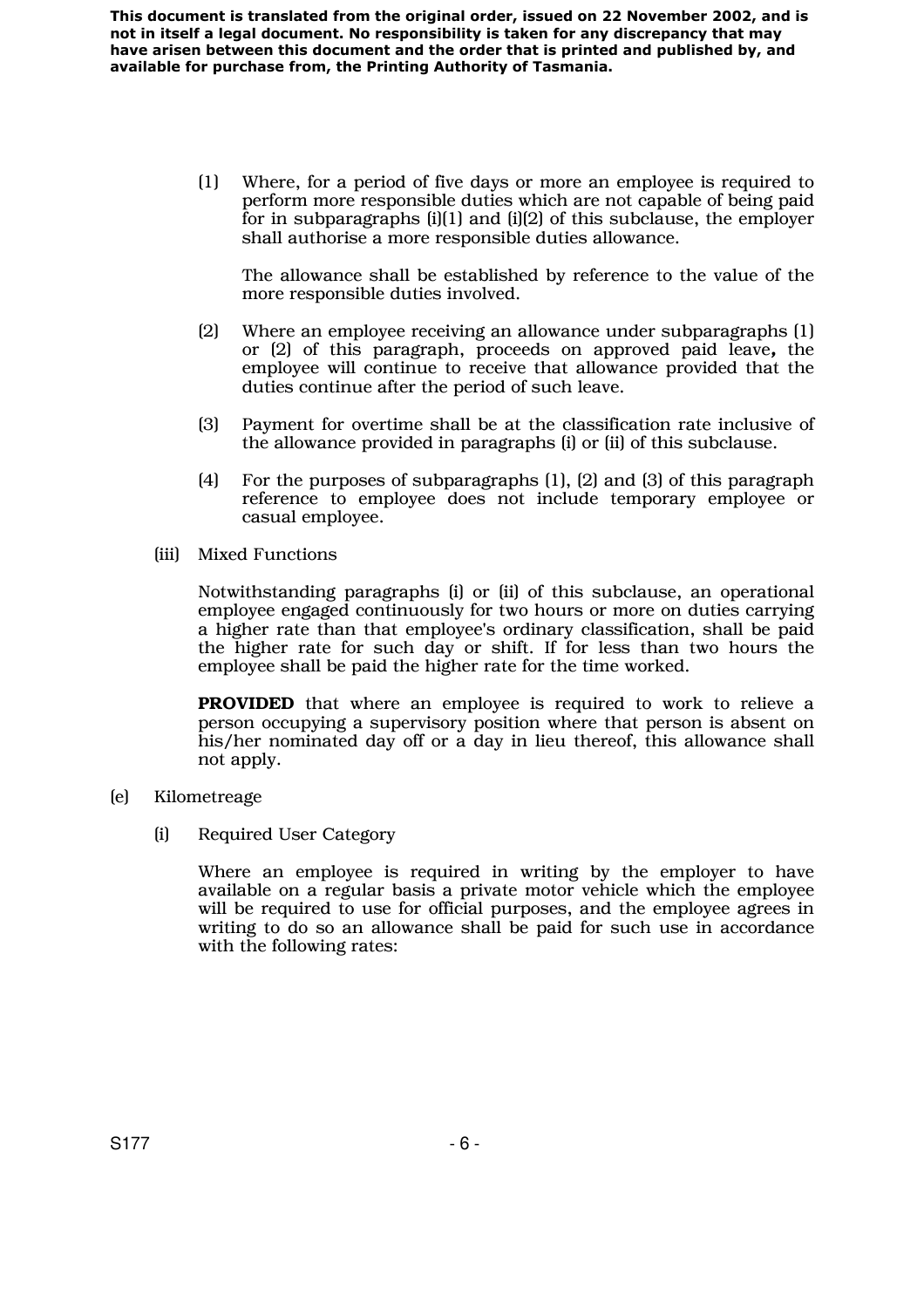This document is translated from the original order, issued on 22 November 2002, and is not in itself a legal document. No responsibility is taken for any discrepancy that may have arisen between this document and the order that is printed and published by, and available for purchase from, the Printing Authority of Tasmania.

(1) Where, for a period of five days or more an employee is required to perform more responsible duties which are not capable of being paid for in subparagraphs (i)(1) and (i)(2) of this subclause, the employer shall authorise a more responsible duties allowance.

The allowance shall be established by reference to the value of the more responsible duties involved.

(2) Where an employee receiving an allowance under subparagraphs (1) or (2) of this paragraph, proceeds on approved paid leave**,** the employee will continue to receive that allowance provided that the duties continue after the period of such leave.

(3) Payment for overtime shall be at the classification rate inclusive of the allowance provided in paragraphs (i) or (ii) of this subclause.

(4) For the purposes of subparagraphs (1), (2) and (3) of this paragraph reference to employee does not include temporary employee or casual employee.

(iii) Mixed Functions

Notwithstanding paragraphs (i) or (ii) of this subclause, an operational employee engaged continuously for two hours or more on duties carrying a higher rate than that employee's ordinary classification, shall be paid the higher rate for such day or shift. If for less than two hours the employee shall be paid the higher rate for the time worked.

**PROVIDED** that where an employee is required to work to relieve a person occupying a supervisory position where that person is absent on his/her nominated day off or a day in lieu thereof, this allowance shall not apply.

(e) Kilometreage

(i) Required User Category

Where an employee is required in writing by the employer to have available on a regular basis a private motor vehicle which the employee will be required to use for official purposes, and the employee agrees in writing to do so an allowance shall be paid for such use in accordance with the following rates:

S177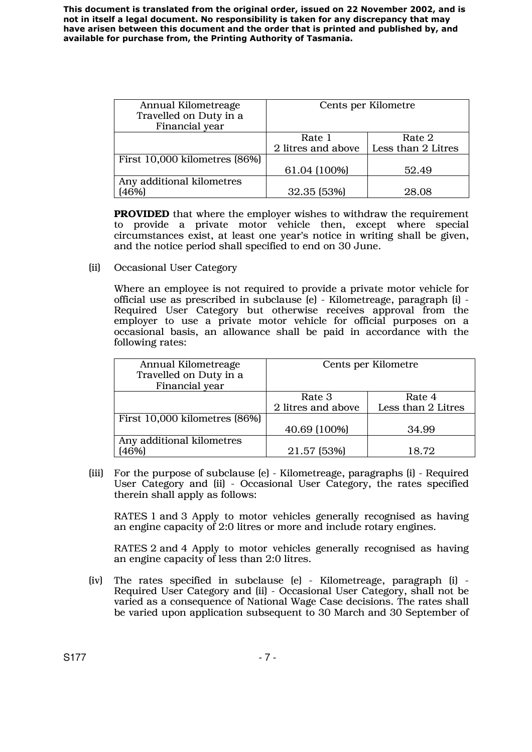This document is translated from the original order, issued on 22 November 2002, and is not in itself a legal document. No responsibility is taken for any discrepancy that may have arisen between this document and the order that is printed and published by, and available for purchase from, the Printing Authority of Tasmania.

| Annual Kilometreage Travelled on Duty in a Financial year | Cents per Kilometre | |
|---|---|---|
| | Rate 1<br>2 litres and above | Rate 2<br>Less than 2 Litres |
| First 10,000 kilometres (86%) | 61.04 (100%) | 52.49 |
| Any additional kilometres (46%) | 32.35 (53%) | 28.08 |

**PROVIDED** that where the employer wishes to withdraw the requirement to provide a private motor vehicle then, except where special circumstances exist, at least one year's notice in writing shall be given, and the notice period shall specified to end on 30 June.

(ii) Occasional User Category

Where an employee is not required to provide a private motor vehicle for official use as prescribed in subclause (e) - Kilometreage, paragraph (i) - Required User Category but otherwise receives approval from the employer to use a private motor vehicle for official purposes on a occasional basis, an allowance shall be paid in accordance with the following rates:

| Annual Kilometreage Travelled on Duty in a Financial year | Cents per Kilometre | |
|---|---|---|
| | Rate 3<br>2 litres and above | Rate 4<br>Less than 2 Litres |
| First 10,000 kilometres (86%) | 40.69 (100%) | 34.99 |
| Any additional kilometres (46%) | 21.57 (53%) | 18.72 |

(iii) For the purpose of subclause (e) - Kilometreage, paragraphs (i) - Required User Category and (ii) - Occasional User Category, the rates specified therein shall apply as follows:

RATES 1 and 3 Apply to motor vehicles generally recognised as having an engine capacity of 2:0 litres or more and include rotary engines.

RATES 2 and 4 Apply to motor vehicles generally recognised as having an engine capacity of less than 2:0 litres.

(iv) The rates specified in subclause (e) - Kilometreage, paragraph (i) - Required User Category and (ii) - Occasional User Category, shall not be varied as a consequence of National Wage Case decisions. The rates shall be varied upon application subsequent to 30 March and 30 September of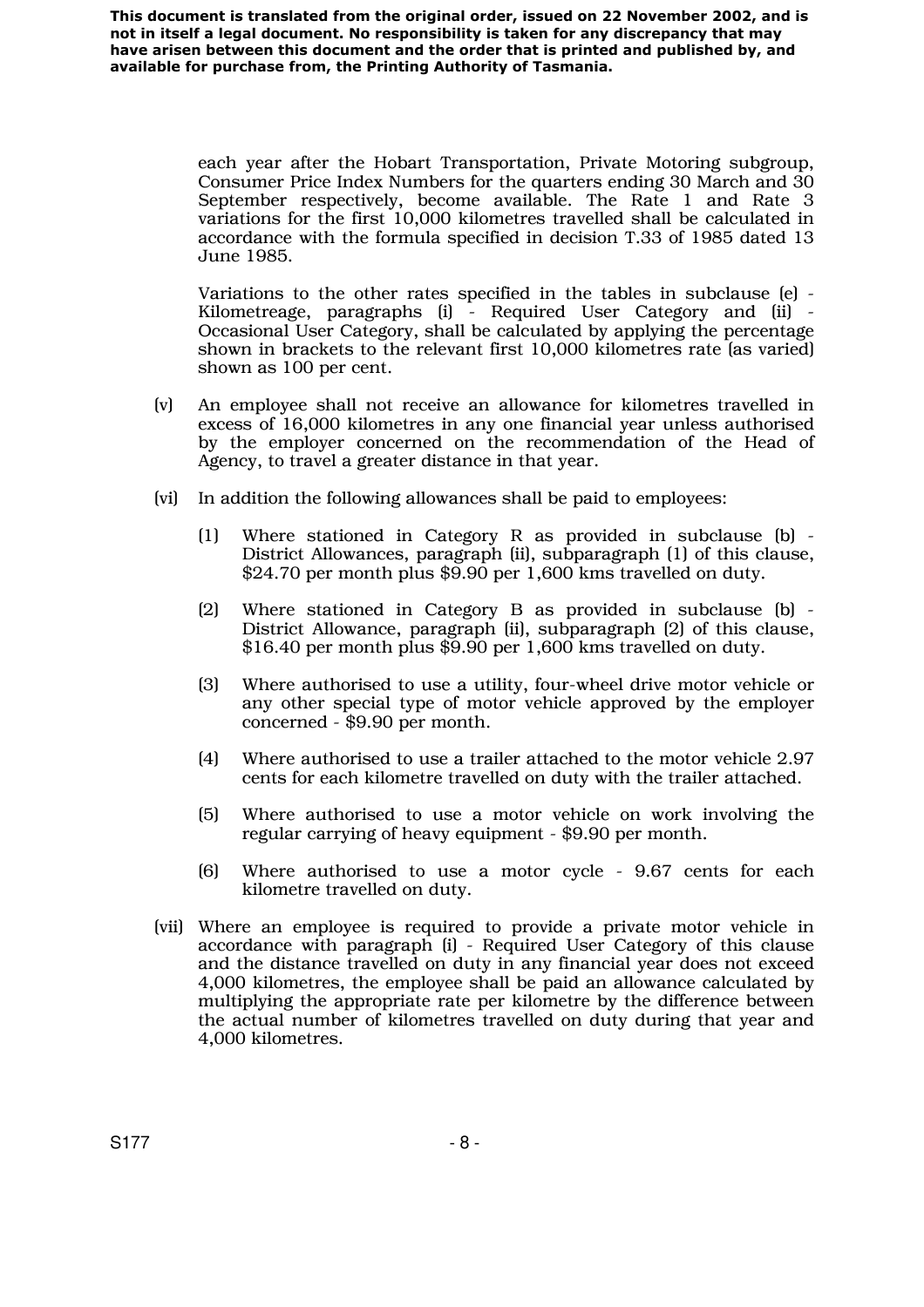**This document is translated from the original order, issued on 22 November 2002, and is not in itself a legal document. No responsibility is taken for any discrepancy that may have arisen between this document and the order that is printed and published by, and available for purchase from, the Printing Authority of Tasmania.**

each year after the Hobart Transportation, Private Motoring subgroup, Consumer Price Index Numbers for the quarters ending 30 March and 30 September respectively, become available. The Rate 1 and Rate 3 variations for the first 10,000 kilometres travelled shall be calculated in accordance with the formula specified in decision T.33 of 1985 dated 13 June 1985.

Variations to the other rates specified in the tables in subclause (e) - Kilometreage, paragraphs (i) - Required User Category and (ii) - Occasional User Category, shall be calculated by applying the percentage shown in brackets to the relevant first 10,000 kilometres rate (as varied) shown as 100 per cent.

(v) An employee shall not receive an allowance for kilometres travelled in excess of 16,000 kilometres in any one financial year unless authorised by the employer concerned on the recommendation of the Head of Agency, to travel a greater distance in that year.

(vi) In addition the following allowances shall be paid to employees:

(1) Where stationed in Category R as provided in subclause (b) - District Allowances, paragraph (ii), subparagraph (1) of this clause, $24.70 per month plus $9.90 per 1,600 kms travelled on duty.

(2) Where stationed in Category B as provided in subclause (b) - District Allowance, paragraph (ii), subparagraph (2) of this clause, $16.40 per month plus $9.90 per 1,600 kms travelled on duty.

(3) Where authorised to use a utility, four-wheel drive motor vehicle or any other special type of motor vehicle approved by the employer concerned - $9.90 per month.

(4) Where authorised to use a trailer attached to the motor vehicle 2.97 cents for each kilometre travelled on duty with the trailer attached.

(5) Where authorised to use a motor vehicle on work involving the regular carrying of heavy equipment - $9.90 per month.

(6) Where authorised to use a motor cycle - 9.67 cents for each kilometre travelled on duty.

(vii) Where an employee is required to provide a private motor vehicle in accordance with paragraph (i) - Required User Category of this clause and the distance travelled on duty in any financial year does not exceed 4,000 kilometres, the employee shall be paid an allowance calculated by multiplying the appropriate rate per kilometre by the difference between the actual number of kilometres travelled on duty during that year and 4,000 kilometres.

S177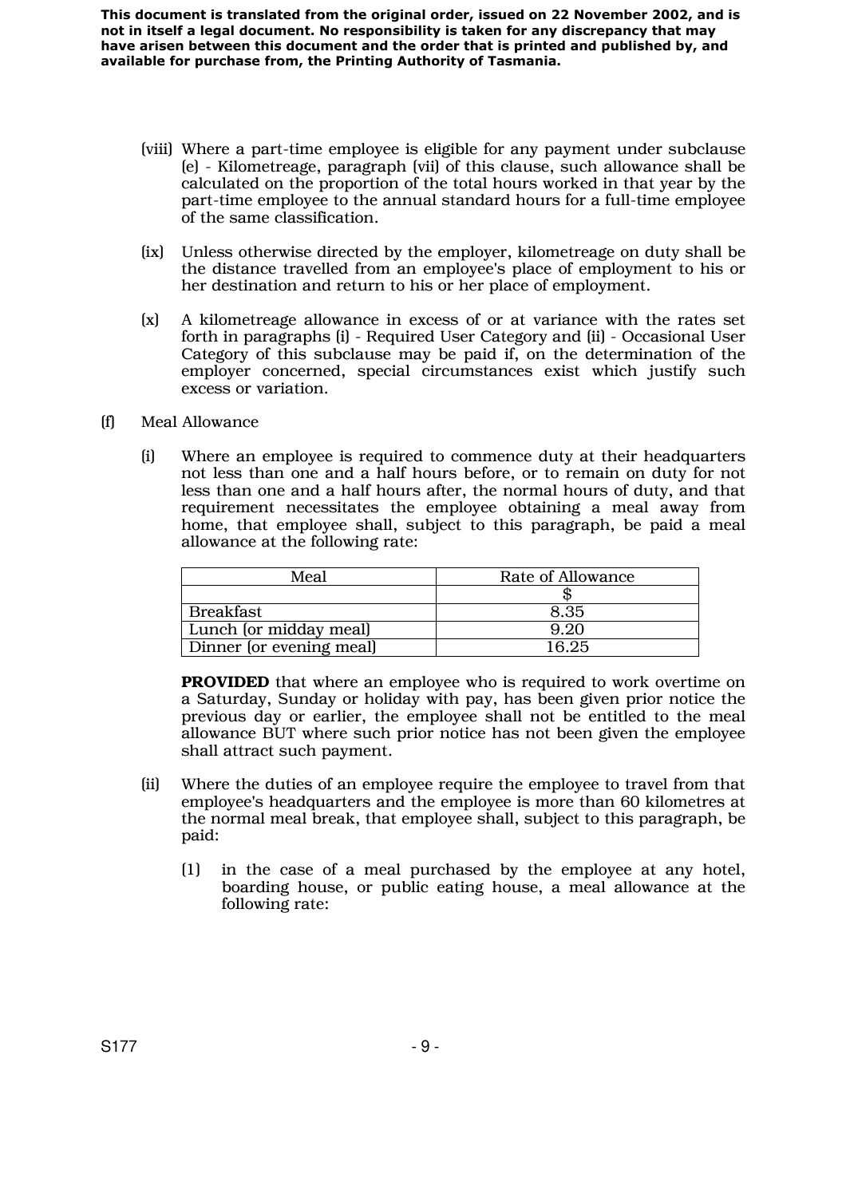**This document is translated from the original order, issued on 22 November 2002, and is not in itself a legal document. No responsibility is taken for any discrepancy that may have arisen between this document and the order that is printed and published by, and available for purchase from, the Printing Authority of Tasmania.**

(viii) Where a part-time employee is eligible for any payment under subclause (e) - Kilometreage, paragraph (vii) of this clause, such allowance shall be calculated on the proportion of the total hours worked in that year by the part-time employee to the annual standard hours for a full-time employee of the same classification.

(ix) Unless otherwise directed by the employer, kilometreage on duty shall be the distance travelled from an employee's place of employment to his or her destination and return to his or her place of employment.

(x) A kilometreage allowance in excess of or at variance with the rates set forth in paragraphs (i) - Required User Category and (ii) - Occasional User Category of this subclause may be paid if, on the determination of the employer concerned, special circumstances exist which justify such excess or variation.

(f) Meal Allowance

(i) Where an employee is required to commence duty at their headquarters not less than one and a half hours before, or to remain on duty for not less than one and a half hours after, the normal hours of duty, and that requirement necessitates the employee obtaining a meal away from home, that employee shall, subject to this paragraph, be paid a meal allowance at the following rate:

| Meal | Rate of Allowance |
|---|---|
| | $ |
| Breakfast | 8.35 |
| Lunch (or midday meal) | 9.20 |
| Dinner (or evening meal) | 16.25 |

**PROVIDED** that where an employee who is required to work overtime on a Saturday, Sunday or holiday with pay, has been given prior notice the previous day or earlier, the employee shall not be entitled to the meal allowance BUT where such prior notice has not been given the employee shall attract such payment.

(ii) Where the duties of an employee require the employee to travel from that employee's headquarters and the employee is more than 60 kilometres at the normal meal break, that employee shall, subject to this paragraph, be paid:

(1) in the case of a meal purchased by the employee at any hotel, boarding house, or public eating house, a meal allowance at the following rate: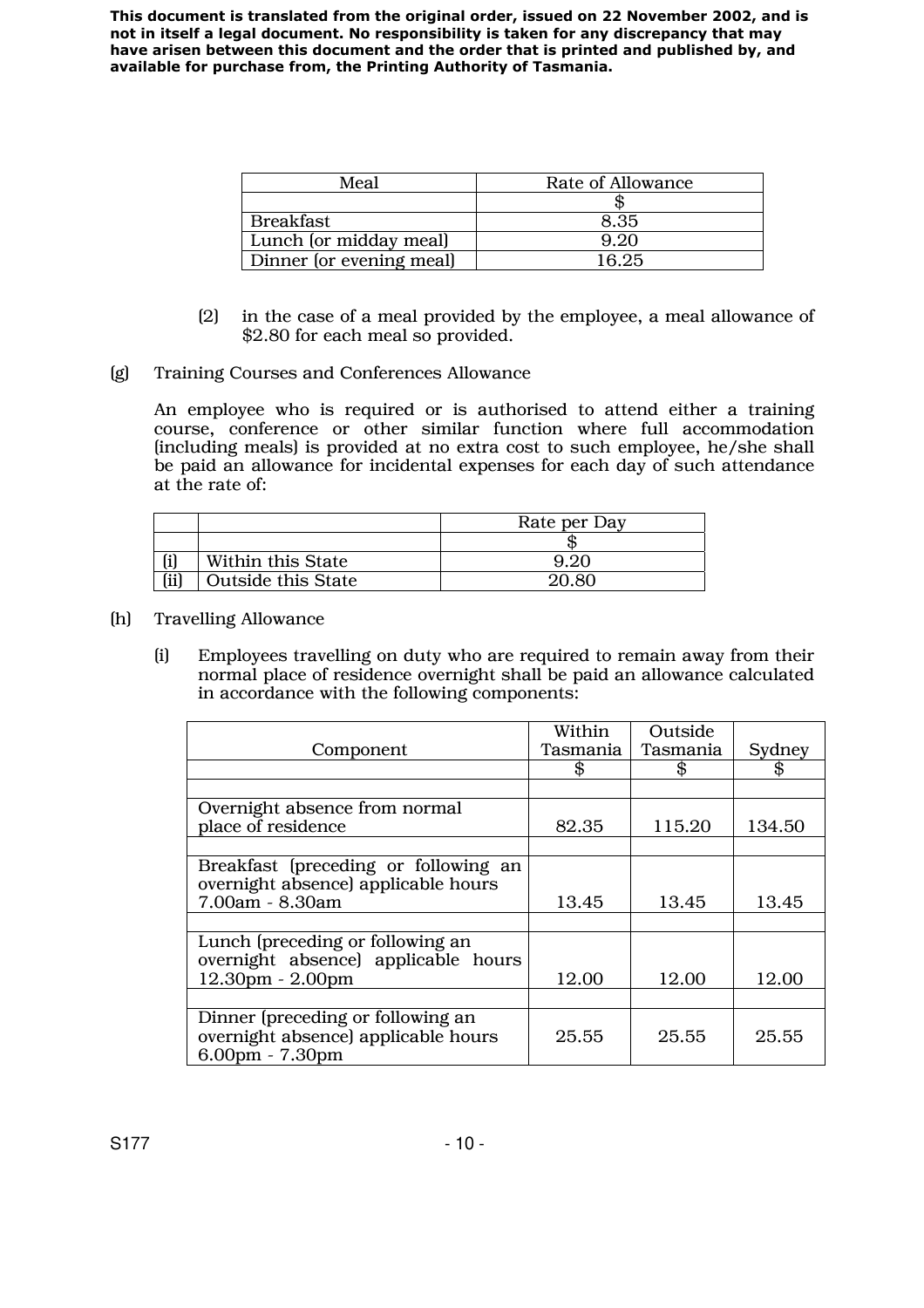**This document is translated from the original order, issued on 22 November 2002, and is not in itself a legal document. No responsibility is taken for any discrepancy that may have arisen between this document and the order that is printed and published by, and available for purchase from, the Printing Authority of Tasmania.**

| Meal | Rate of Allowance |
|---|---|
| | $ |
| Breakfast | 8.35 |
| Lunch (or midday meal) | 9.20 |
| Dinner (or evening meal) | 16.25 |

(2) in the case of a meal provided by the employee, a meal allowance of $2.80 for each meal so provided.

(g) Training Courses and Conferences Allowance

An employee who is required or is authorised to attend either a training course, conference or other similar function where full accommodation (including meals) is provided at no extra cost to such employee, he/she shall be paid an allowance for incidental expenses for each day of such attendance at the rate of:

| | | Rate per Day |
|---|---|---|
| | | $ |
| (i) | Within this State | 9.20 |
| (ii) | Outside this State | 20.80 |

(h) Travelling Allowance

(i) Employees travelling on duty who are required to remain away from their normal place of residence overnight shall be paid an allowance calculated in accordance with the following components:

| Component | Within Tasmania | Outside Tasmania | Sydney |
|---|---|---|---|
| | $ | $ | $ |
| Overnight absence from normal place of residence | 82.35 | 115.20 | 134.50 |
| Breakfast (preceding or following an overnight absence) applicable hours 7.00am - 8.30am | 13.45 | 13.45 | 13.45 |
| Lunch (preceding or following an overnight absence) applicable hours 12.30pm - 2.00pm | 12.00 | 12.00 | 12.00 |
| Dinner (preceding or following an overnight absence) applicable hours 6.00pm - 7.30pm | 25.55 | 25.55 | 25.55 |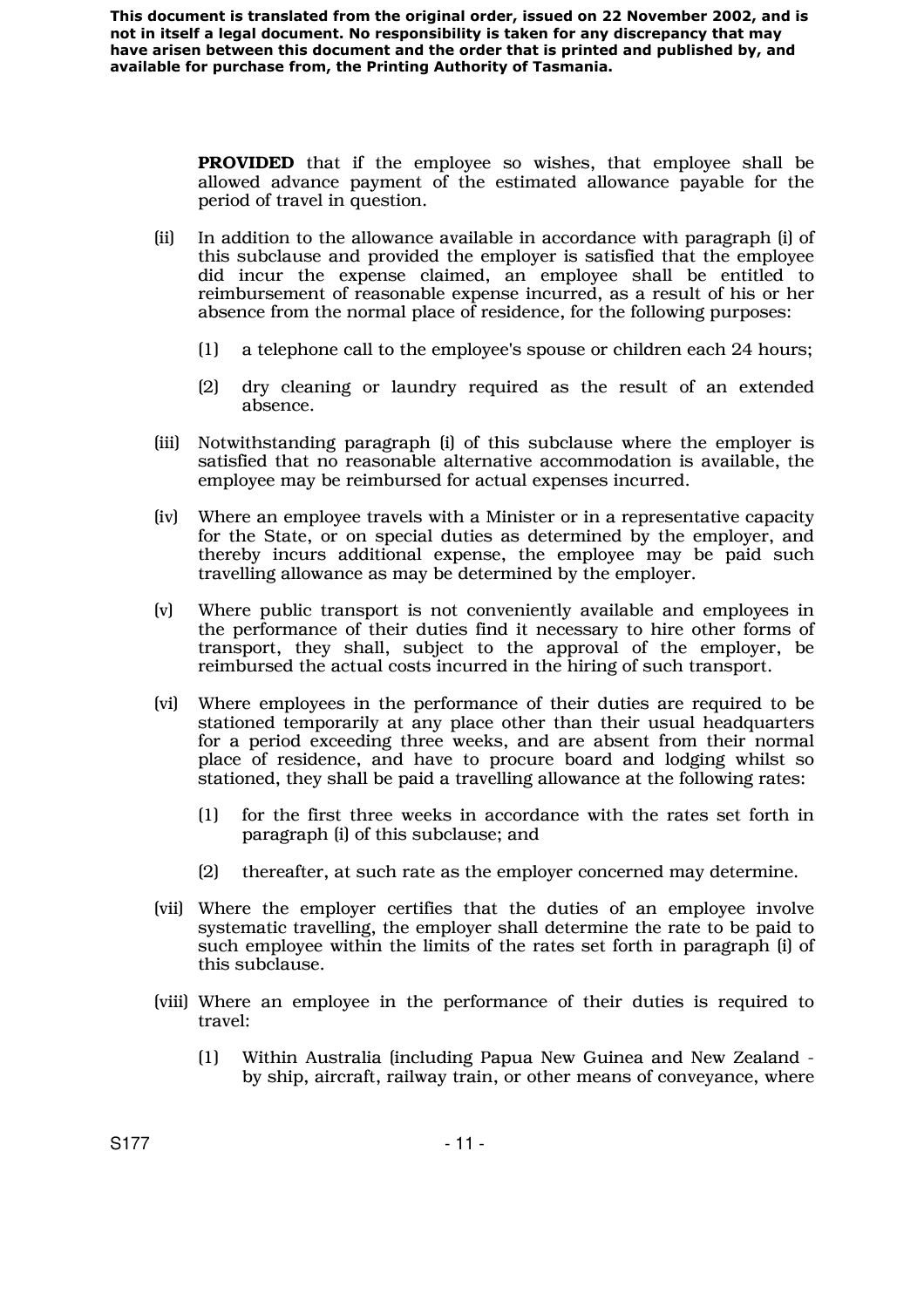This document is translated from the original order, issued on 22 November 2002, and is not in itself a legal document. No responsibility is taken for any discrepancy that may have arisen between this document and the order that is printed and published by, and available for purchase from, the Printing Authority of Tasmania.

**PROVIDED** that if the employee so wishes, that employee shall be allowed advance payment of the estimated allowance payable for the period of travel in question.

(ii) In addition to the allowance available in accordance with paragraph (i) of this subclause and provided the employer is satisfied that the employee did incur the expense claimed, an employee shall be entitled to reimbursement of reasonable expense incurred, as a result of his or her absence from the normal place of residence, for the following purposes:

(1) a telephone call to the employee's spouse or children each 24 hours;

(2) dry cleaning or laundry required as the result of an extended absence.

(iii) Notwithstanding paragraph (i) of this subclause where the employer is satisfied that no reasonable alternative accommodation is available, the employee may be reimbursed for actual expenses incurred.

(iv) Where an employee travels with a Minister or in a representative capacity for the State, or on special duties as determined by the employer, and thereby incurs additional expense, the employee may be paid such travelling allowance as may be determined by the employer.

(v) Where public transport is not conveniently available and employees in the performance of their duties find it necessary to hire other forms of transport, they shall, subject to the approval of the employer, be reimbursed the actual costs incurred in the hiring of such transport.

(vi) Where employees in the performance of their duties are required to be stationed temporarily at any place other than their usual headquarters for a period exceeding three weeks, and are absent from their normal place of residence, and have to procure board and lodging whilst so stationed, they shall be paid a travelling allowance at the following rates:

(1) for the first three weeks in accordance with the rates set forth in paragraph (i) of this subclause; and

(2) thereafter, at such rate as the employer concerned may determine.

(vii) Where the employer certifies that the duties of an employee involve systematic travelling, the employer shall determine the rate to be paid to such employee within the limits of the rates set forth in paragraph (i) of this subclause.

(viii) Where an employee in the performance of their duties is required to travel:

(1) Within Australia (including Papua New Guinea and New Zealand - by ship, aircraft, railway train, or other means of conveyance, where

S177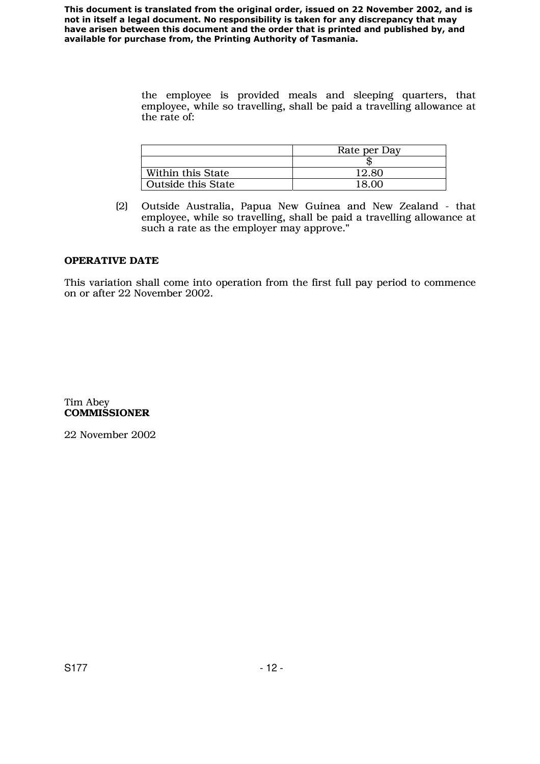**This document is translated from the original order, issued on 22 November 2002, and is not in itself a legal document. No responsibility is taken for any discrepancy that may have arisen between this document and the order that is printed and published by, and available for purchase from, the Printing Authority of Tasmania.**

the employee is provided meals and sleeping quarters, that employee, while so travelling, shall be paid a travelling allowance at the rate of:

| | Rate per Day |
|---|---|
| | $ |
| Within this State | 12.80 |
| Outside this State | 18.00 |

(2) Outside Australia, Papua New Guinea and New Zealand - that employee, while so travelling, shall be paid a travelling allowance at such a rate as the employer may approve."

**OPERATIVE DATE**

This variation shall come into operation from the first full pay period to commence on or after 22 November 2002.

Tim Abey
**COMMISSIONER**

22 November 2002

S177